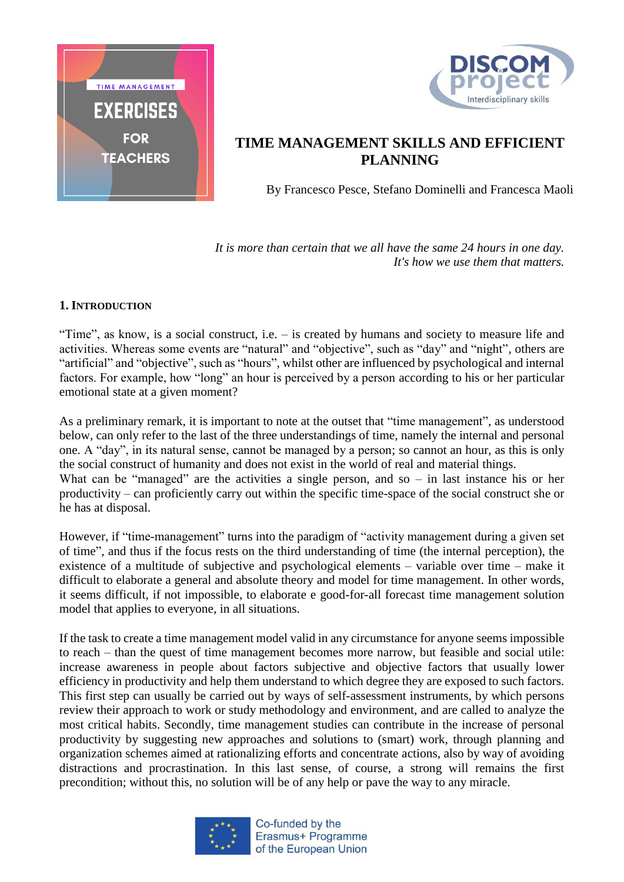TIME MANAGEMENT

EXERCISES FOR TEACHERS

DISCOM project
Interdisciplinary skills

# TIME MANAGEMENT SKILLS AND EFFICIENT PLANNING

By Francesco Pesce, Stefano Dominelli and Francesca Maoli

*It is more than certain that we all have the same 24 hours in one day.*
*It's how we use them that matters.*

## 1. Introduction

"Time", as know, is a social construct, i.e. – is created by humans and society to measure life and activities. Whereas some events are "natural" and "objective", such as "day" and "night", others are "artificial" and "objective", such as "hours", whilst other are influenced by psychological and internal factors. For example, how "long" an hour is perceived by a person according to his or her particular emotional state at a given moment?

As a preliminary remark, it is important to note at the outset that "time management", as understood below, can only refer to the last of the three understandings of time, namely the internal and personal one. A "day", in its natural sense, cannot be managed by a person; so cannot an hour, as this is only the social construct of humanity and does not exist in the world of real and material things.
What can be "managed" are the activities a single person, and so – in last instance his or her productivity – can proficiently carry out within the specific time-space of the social construct she or he has at disposal.

However, if "time-management" turns into the paradigm of "activity management during a given set of time", and thus if the focus rests on the third understanding of time (the internal perception), the existence of a multitude of subjective and psychological elements – variable over time – make it difficult to elaborate a general and absolute theory and model for time management. In other words, it seems difficult, if not impossible, to elaborate e good-for-all forecast time management solution model that applies to everyone, in all situations.

If the task to create a time management model valid in any circumstance for anyone seems impossible to reach – than the quest of time management becomes more narrow, but feasible and social utile: increase awareness in people about factors subjective and objective factors that usually lower efficiency in productivity and help them understand to which degree they are exposed to such factors. This first step can usually be carried out by ways of self-assessment instruments, by which persons review their approach to work or study methodology and environment, and are called to analyze the most critical habits. Secondly, time management studies can contribute in the increase of personal productivity by suggesting new approaches and solutions to (smart) work, through planning and organization schemes aimed at rationalizing efforts and concentrate actions, also by way of avoiding distractions and procrastination. In this last sense, of course, a strong will remains the first precondition; without this, no solution will be of any help or pave the way to any miracle.

Co-funded by the Erasmus+ Programme of the European Union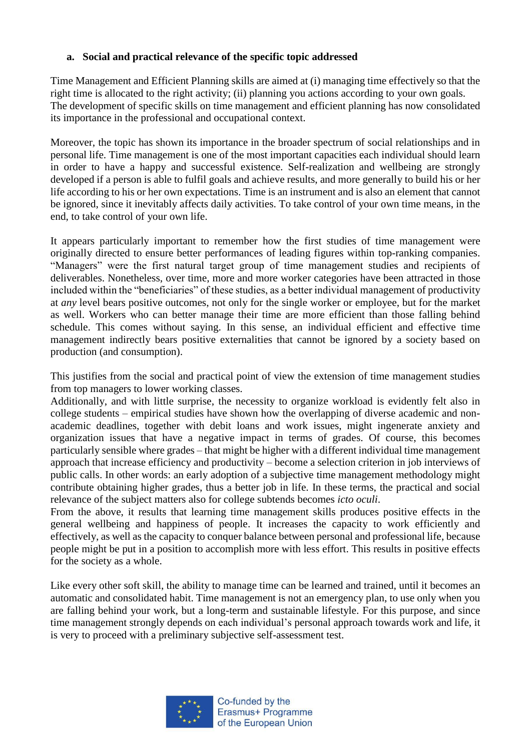**a. Social and practical relevance of the specific topic addressed**

Time Management and Efficient Planning skills are aimed at (i) managing time effectively so that the right time is allocated to the right activity; (ii) planning you actions according to your own goals. The development of specific skills on time management and efficient planning has now consolidated its importance in the professional and occupational context.

Moreover, the topic has shown its importance in the broader spectrum of social relationships and in personal life. Time management is one of the most important capacities each individual should learn in order to have a happy and successful existence. Self-realization and wellbeing are strongly developed if a person is able to fulfil goals and achieve results, and more generally to build his or her life according to his or her own expectations. Time is an instrument and is also an element that cannot be ignored, since it inevitably affects daily activities. To take control of your own time means, in the end, to take control of your own life.

It appears particularly important to remember how the first studies of time management were originally directed to ensure better performances of leading figures within top-ranking companies. "Managers" were the first natural target group of time management studies and recipients of deliverables. Nonetheless, over time, more and more worker categories have been attracted in those included within the "beneficiaries" of these studies, as a better individual management of productivity at *any* level bears positive outcomes, not only for the single worker or employee, but for the market as well. Workers who can better manage their time are more efficient than those falling behind schedule. This comes without saying. In this sense, an individual efficient and effective time management indirectly bears positive externalities that cannot be ignored by a society based on production (and consumption).

This justifies from the social and practical point of view the extension of time management studies from top managers to lower working classes.
Additionally, and with little surprise, the necessity to organize workload is evidently felt also in college students – empirical studies have shown how the overlapping of diverse academic and non-academic deadlines, together with debit loans and work issues, might ingenerate anxiety and organization issues that have a negative impact in terms of grades. Of course, this becomes particularly sensible where grades – that might be higher with a different individual time management approach that increase efficiency and productivity – become a selection criterion in job interviews of public calls. In other words: an early adoption of a subjective time management methodology might contribute obtaining higher grades, thus a better job in life. In these terms, the practical and social relevance of the subject matters also for college subtends becomes *icto oculi*.
From the above, it results that learning time management skills produces positive effects in the general wellbeing and happiness of people. It increases the capacity to work efficiently and effectively, as well as the capacity to conquer balance between personal and professional life, because people might be put in a position to accomplish more with less effort. This results in positive effects for the society as a whole.

Like every other soft skill, the ability to manage time can be learned and trained, until it becomes an automatic and consolidated habit. Time management is not an emergency plan, to use only when you are falling behind your work, but a long-term and sustainable lifestyle. For this purpose, and since time management strongly depends on each individual's personal approach towards work and life, it is very to proceed with a preliminary subjective self-assessment test.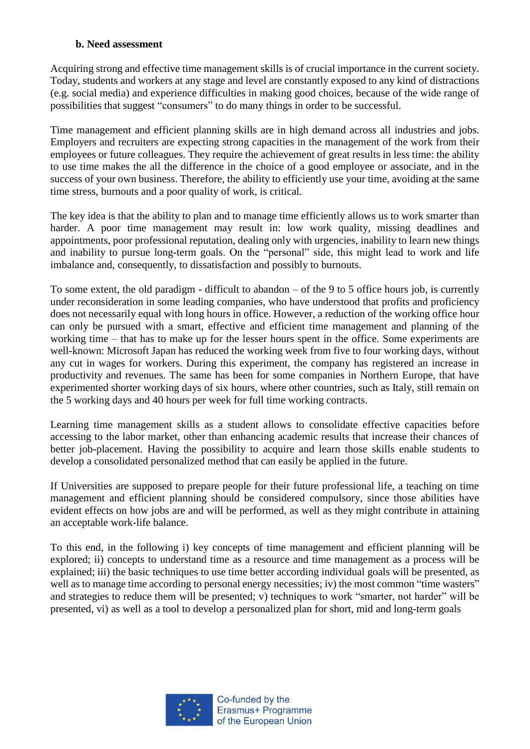### b. Need assessment

Acquiring strong and effective time management skills is of crucial importance in the current society. Today, students and workers at any stage and level are constantly exposed to any kind of distractions (e.g. social media) and experience difficulties in making good choices, because of the wide range of possibilities that suggest "consumers" to do many things in order to be successful.

Time management and efficient planning skills are in high demand across all industries and jobs. Employers and recruiters are expecting strong capacities in the management of the work from their employees or future colleagues. They require the achievement of great results in less time: the ability to use time makes the all the difference in the choice of a good employee or associate, and in the success of your own business. Therefore, the ability to efficiently use your time, avoiding at the same time stress, burnouts and a poor quality of work, is critical.

The key idea is that the ability to plan and to manage time efficiently allows us to work smarter than harder. A poor time management may result in: low work quality, missing deadlines and appointments, poor professional reputation, dealing only with urgencies, inability to learn new things and inability to pursue long-term goals. On the "personal" side, this might lead to work and life imbalance and, consequently, to dissatisfaction and possibly to burnouts.

To some extent, the old paradigm - difficult to abandon – of the 9 to 5 office hours job, is currently under reconsideration in some leading companies, who have understood that profits and proficiency does not necessarily equal with long hours in office. However, a reduction of the working office hour can only be pursued with a smart, effective and efficient time management and planning of the working time – that has to make up for the lesser hours spent in the office. Some experiments are well-known: Microsoft Japan has reduced the working week from five to four working days, without any cut in wages for workers. During this experiment, the company has registered an increase in productivity and revenues. The same has been for some companies in Northern Europe, that have experimented shorter working days of six hours, where other countries, such as Italy, still remain on the 5 working days and 40 hours per week for full time working contracts.

Learning time management skills as a student allows to consolidate effective capacities before accessing to the labor market, other than enhancing academic results that increase their chances of better job-placement. Having the possibility to acquire and learn those skills enable students to develop a consolidated personalized method that can easily be applied in the future.

If Universities are supposed to prepare people for their future professional life, a teaching on time management and efficient planning should be considered compulsory, since those abilities have evident effects on how jobs are and will be performed, as well as they might contribute in attaining an acceptable work-life balance.

To this end, in the following i) key concepts of time management and efficient planning will be explored; ii) concepts to understand time as a resource and time management as a process will be explained; iii) the basic techniques to use time better according individual goals will be presented, as well as to manage time according to personal energy necessities; iv) the most common "time wasters" and strategies to reduce them will be presented; v) techniques to work "smarter, not harder" will be presented, vi) as well as a tool to develop a personalized plan for short, mid and long-term goals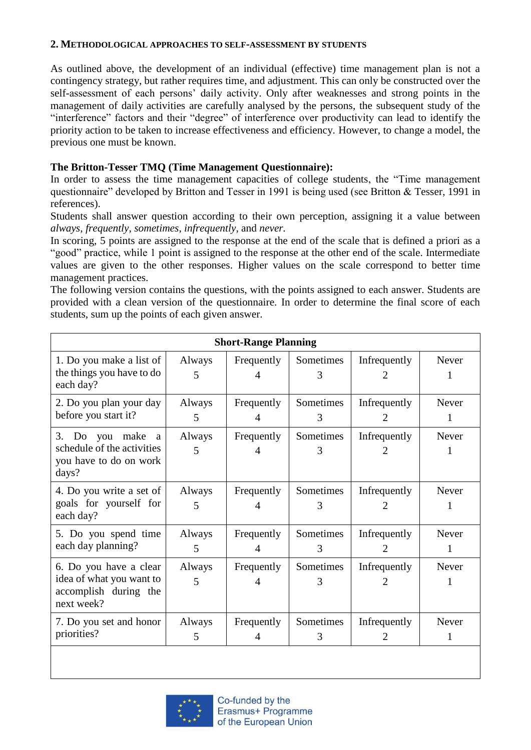## 2. Methodological approaches to self-assessment by students

As outlined above, the development of an individual (effective) time management plan is not a contingency strategy, but rather requires time, and adjustment. This can only be constructed over the self-assessment of each persons' daily activity. Only after weaknesses and strong points in the management of daily activities are carefully analysed by the persons, the subsequent study of the "interference" factors and their "degree" of interference over productivity can lead to identify the priority action to be taken to increase effectiveness and efficiency. However, to change a model, the previous one must be known.

**The Britton-Tesser TMQ (Time Management Questionnaire):**

In order to assess the time management capacities of college students, the "Time management questionnaire" developed by Britton and Tesser in 1991 is being used (see Britton & Tesser, 1991 in references).

Students shall answer question according to their own perception, assigning it a value between *always*, *frequently*, *sometimes*, *infrequently*, and *never.*

In scoring, 5 points are assigned to the response at the end of the scale that is defined a priori as a "good" practice, while 1 point is assigned to the response at the other end of the scale. Intermediate values are given to the other responses. Higher values on the scale correspond to better time management practices.

The following version contains the questions, with the points assigned to each answer. Students are provided with a clean version of the questionnaire. In order to determine the final score of each students, sum up the points of each given answer.

| Short-Range Planning | | | | | |
|---|---|---|---|---|---|
| 1. Do you make a list of the things you have to do each day? | Always 5 | Frequently 4 | Sometimes 3 | Infrequently 2 | Never 1 |
| 2. Do you plan your day before you start it? | Always 5 | Frequently 4 | Sometimes 3 | Infrequently 2 | Never 1 |
| 3. Do you make a schedule of the activities you have to do on work days? | Always 5 | Frequently 4 | Sometimes 3 | Infrequently 2 | Never 1 |
| 4. Do you write a set of goals for yourself for each day? | Always 5 | Frequently 4 | Sometimes 3 | Infrequently 2 | Never 1 |
| 5. Do you spend time each day planning? | Always 5 | Frequently 4 | Sometimes 3 | Infrequently 2 | Never 1 |
| 6. Do you have a clear idea of what you want to accomplish during the next week? | Always 5 | Frequently 4 | Sometimes 3 | Infrequently 2 | Never 1 |
| 7. Do you set and honor priorities? | Always 5 | Frequently 4 | Sometimes 3 | Infrequently 2 | Never 1 |
| | | | | | |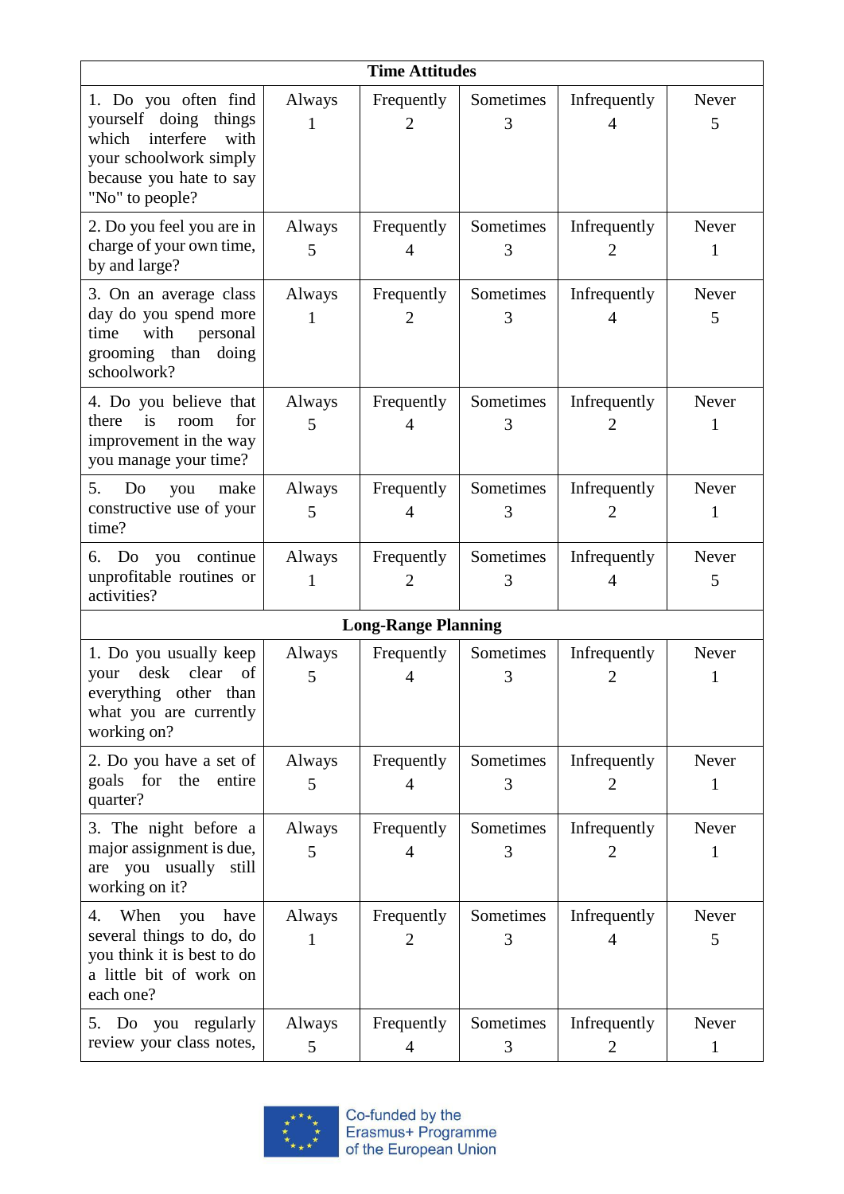| Time Attitudes | | | | | |
|---|---|---|---|---|---|
| 1. Do you often find yourself doing things which interfere with your schoolwork simply because you hate to say "No" to people? | Always 1 | Frequently 2 | Sometimes 3 | Infrequently 4 | Never 5 |
| 2. Do you feel you are in charge of your own time, by and large? | Always 5 | Frequently 4 | Sometimes 3 | Infrequently 2 | Never 1 |
| 3. On an average class day do you spend more time with personal grooming than doing schoolwork? | Always 1 | Frequently 2 | Sometimes 3 | Infrequently 4 | Never 5 |
| 4. Do you believe that there is room for improvement in the way you manage your time? | Always 5 | Frequently 4 | Sometimes 3 | Infrequently 2 | Never 1 |
| 5. Do you make constructive use of your time? | Always 5 | Frequently 4 | Sometimes 3 | Infrequently 2 | Never 1 |
| 6. Do you continue unprofitable routines or activities? | Always 1 | Frequently 2 | Sometimes 3 | Infrequently 4 | Never 5 |
| **Long-Range Planning** | | | | | |
| 1. Do you usually keep your desk clear of everything other than what you are currently working on? | Always 5 | Frequently 4 | Sometimes 3 | Infrequently 2 | Never 1 |
| 2. Do you have a set of goals for the entire quarter? | Always 5 | Frequently 4 | Sometimes 3 | Infrequently 2 | Never 1 |
| 3. The night before a major assignment is due, are you usually still working on it? | Always 5 | Frequently 4 | Sometimes 3 | Infrequently 2 | Never 1 |
| 4. When you have several things to do, do you think it is best to do a little bit of work on each one? | Always 1 | Frequently 2 | Sometimes 3 | Infrequently 4 | Never 5 |
| 5. Do you regularly review your class notes, | Always 5 | Frequently 4 | Sometimes 3 | Infrequently 2 | Never 1 |

Co-funded by the Erasmus+ Programme of the European Union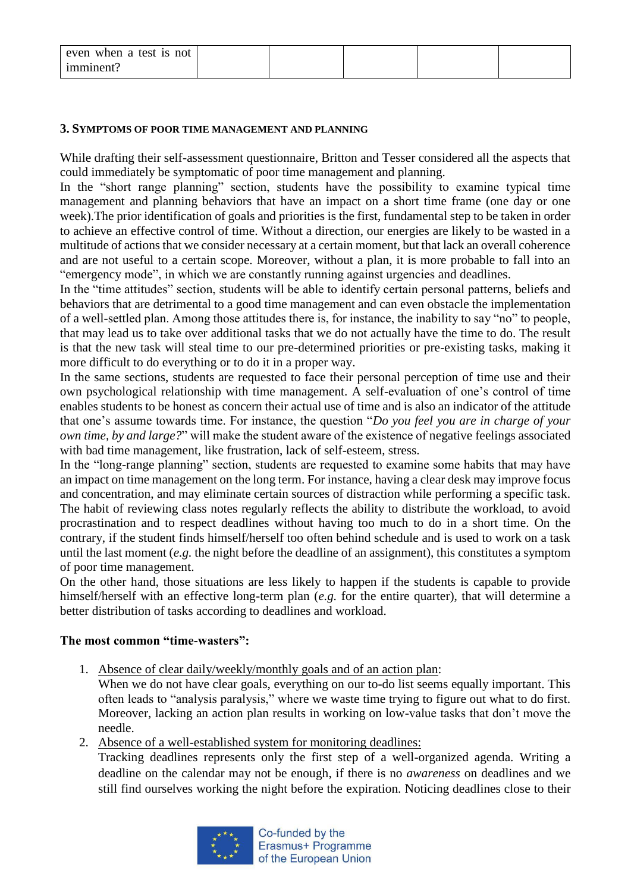| even when a test is not imminent? | | | | | |
|---|---|---|---|---|---|

### 3. Symptoms of poor time management and planning

While drafting their self-assessment questionnaire, Britton and Tesser considered all the aspects that could immediately be symptomatic of poor time management and planning.

In the "short range planning" section, students have the possibility to examine typical time management and planning behaviors that have an impact on a short time frame (one day or one week).The prior identification of goals and priorities is the first, fundamental step to be taken in order to achieve an effective control of time. Without a direction, our energies are likely to be wasted in a multitude of actions that we consider necessary at a certain moment, but that lack an overall coherence and are not useful to a certain scope. Moreover, without a plan, it is more probable to fall into an "emergency mode", in which we are constantly running against urgencies and deadlines.

In the "time attitudes" section, students will be able to identify certain personal patterns, beliefs and behaviors that are detrimental to a good time management and can even obstacle the implementation of a well-settled plan. Among those attitudes there is, for instance, the inability to say "no" to people, that may lead us to take over additional tasks that we do not actually have the time to do. The result is that the new task will steal time to our pre-determined priorities or pre-existing tasks, making it more difficult to do everything or to do it in a proper way.

In the same sections, students are requested to face their personal perception of time use and their own psychological relationship with time management. A self-evaluation of one's control of time enables students to be honest as concern their actual use of time and is also an indicator of the attitude that one's assume towards time. For instance, the question "*Do you feel you are in charge of your own time, by and large?*" will make the student aware of the existence of negative feelings associated with bad time management, like frustration, lack of self-esteem, stress.

In the "long-range planning" section, students are requested to examine some habits that may have an impact on time management on the long term. For instance, having a clear desk may improve focus and concentration, and may eliminate certain sources of distraction while performing a specific task. The habit of reviewing class notes regularly reflects the ability to distribute the workload, to avoid procrastination and to respect deadlines without having too much to do in a short time. On the contrary, if the student finds himself/herself too often behind schedule and is used to work on a task until the last moment (*e.g.* the night before the deadline of an assignment), this constitutes a symptom of poor time management.

On the other hand, those situations are less likely to happen if the students is capable to provide himself/herself with an effective long-term plan (*e.g.* for the entire quarter), that will determine a better distribution of tasks according to deadlines and workload.

**The most common "time-wasters":**

1. Absence of clear daily/weekly/monthly goals and of an action plan:
   When we do not have clear goals, everything on our to-do list seems equally important. This often leads to "analysis paralysis," where we waste time trying to figure out what to do first. Moreover, lacking an action plan results in working on low-value tasks that don't move the needle.
2. Absence of a well-established system for monitoring deadlines:
   Tracking deadlines represents only the first step of a well-organized agenda. Writing a deadline on the calendar may not be enough, if there is no *awareness* on deadlines and we still find ourselves working the night before the expiration. Noticing deadlines close to their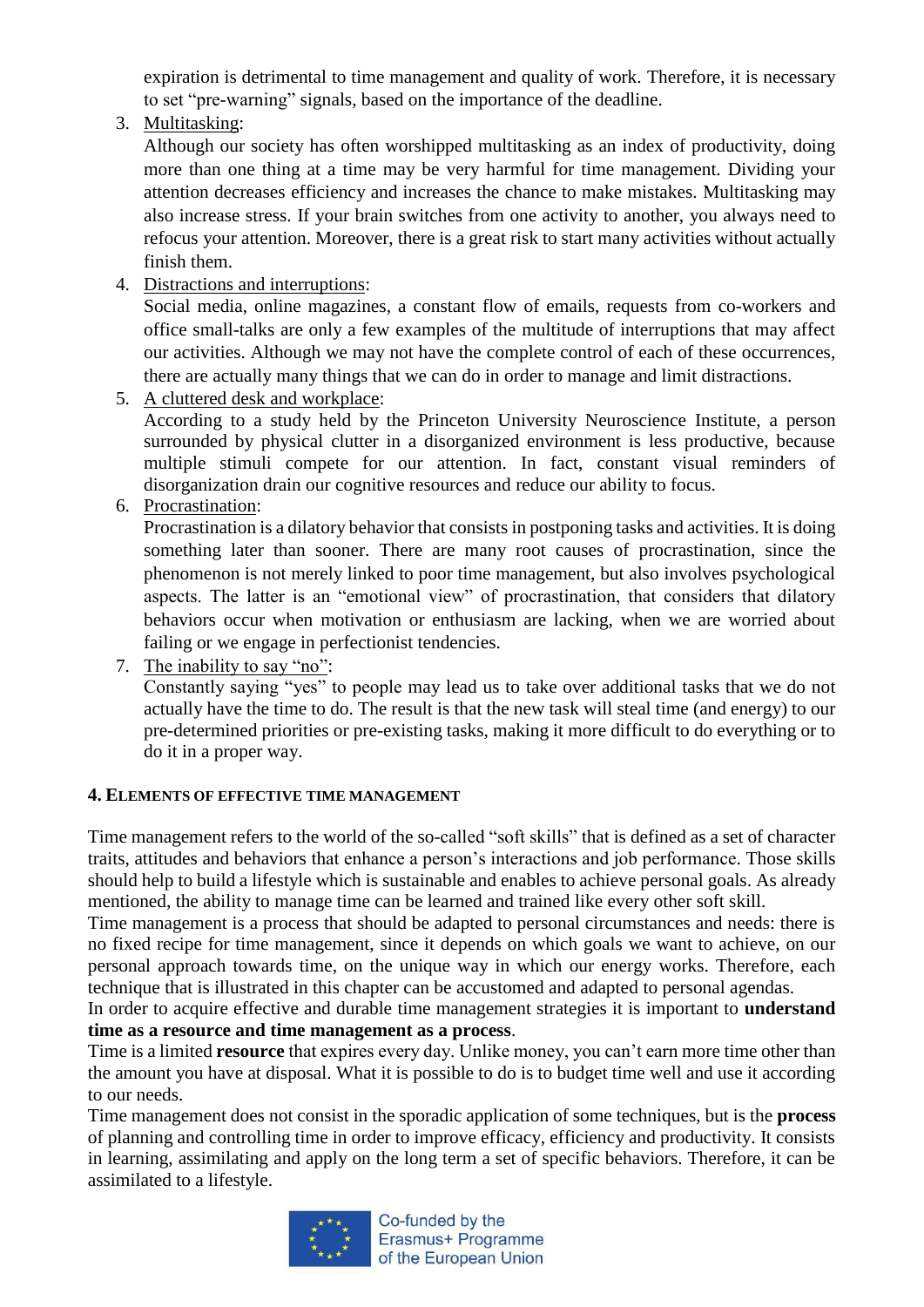expiration is detrimental to time management and quality of work. Therefore, it is necessary to set "pre-warning" signals, based on the importance of the deadline.

3. Multitasking:
   Although our society has often worshipped multitasking as an index of productivity, doing more than one thing at a time may be very harmful for time management. Dividing your attention decreases efficiency and increases the chance to make mistakes. Multitasking may also increase stress. If your brain switches from one activity to another, you always need to refocus your attention. Moreover, there is a great risk to start many activities without actually finish them.
4. Distractions and interruptions:
   Social media, online magazines, a constant flow of emails, requests from co-workers and office small-talks are only a few examples of the multitude of interruptions that may affect our activities. Although we may not have the complete control of each of these occurrences, there are actually many things that we can do in order to manage and limit distractions.
5. A cluttered desk and workplace:
   According to a study held by the Princeton University Neuroscience Institute, a person surrounded by physical clutter in a disorganized environment is less productive, because multiple stimuli compete for our attention. In fact, constant visual reminders of disorganization drain our cognitive resources and reduce our ability to focus.
6. Procrastination:
   Procrastination is a dilatory behavior that consists in postponing tasks and activities. It is doing something later than sooner. There are many root causes of procrastination, since the phenomenon is not merely linked to poor time management, but also involves psychological aspects. The latter is an "emotional view" of procrastination, that considers that dilatory behaviors occur when motivation or enthusiasm are lacking, when we are worried about failing or we engage in perfectionist tendencies.
7. The inability to say "no":
   Constantly saying "yes" to people may lead us to take over additional tasks that we do not actually have the time to do. The result is that the new task will steal time (and energy) to our pre-determined priorities or pre-existing tasks, making it more difficult to do everything or to do it in a proper way.

## 4. Elements of effective time management

Time management refers to the world of the so-called "soft skills" that is defined as a set of character traits, attitudes and behaviors that enhance a person's interactions and job performance. Those skills should help to build a lifestyle which is sustainable and enables to achieve personal goals. As already mentioned, the ability to manage time can be learned and trained like every other soft skill.

Time management is a process that should be adapted to personal circumstances and needs: there is no fixed recipe for time management, since it depends on which goals we want to achieve, on our personal approach towards time, on the unique way in which our energy works. Therefore, each technique that is illustrated in this chapter can be accustomed and adapted to personal agendas.

In order to acquire effective and durable time management strategies it is important to **understand time as a resource and time management as a process**.

Time is a limited **resource** that expires every day. Unlike money, you can't earn more time other than the amount you have at disposal. What it is possible to do is to budget time well and use it according to our needs.

Time management does not consist in the sporadic application of some techniques, but is the **process** of planning and controlling time in order to improve efficacy, efficiency and productivity. It consists in learning, assimilating and apply on the long term a set of specific behaviors. Therefore, it can be assimilated to a lifestyle.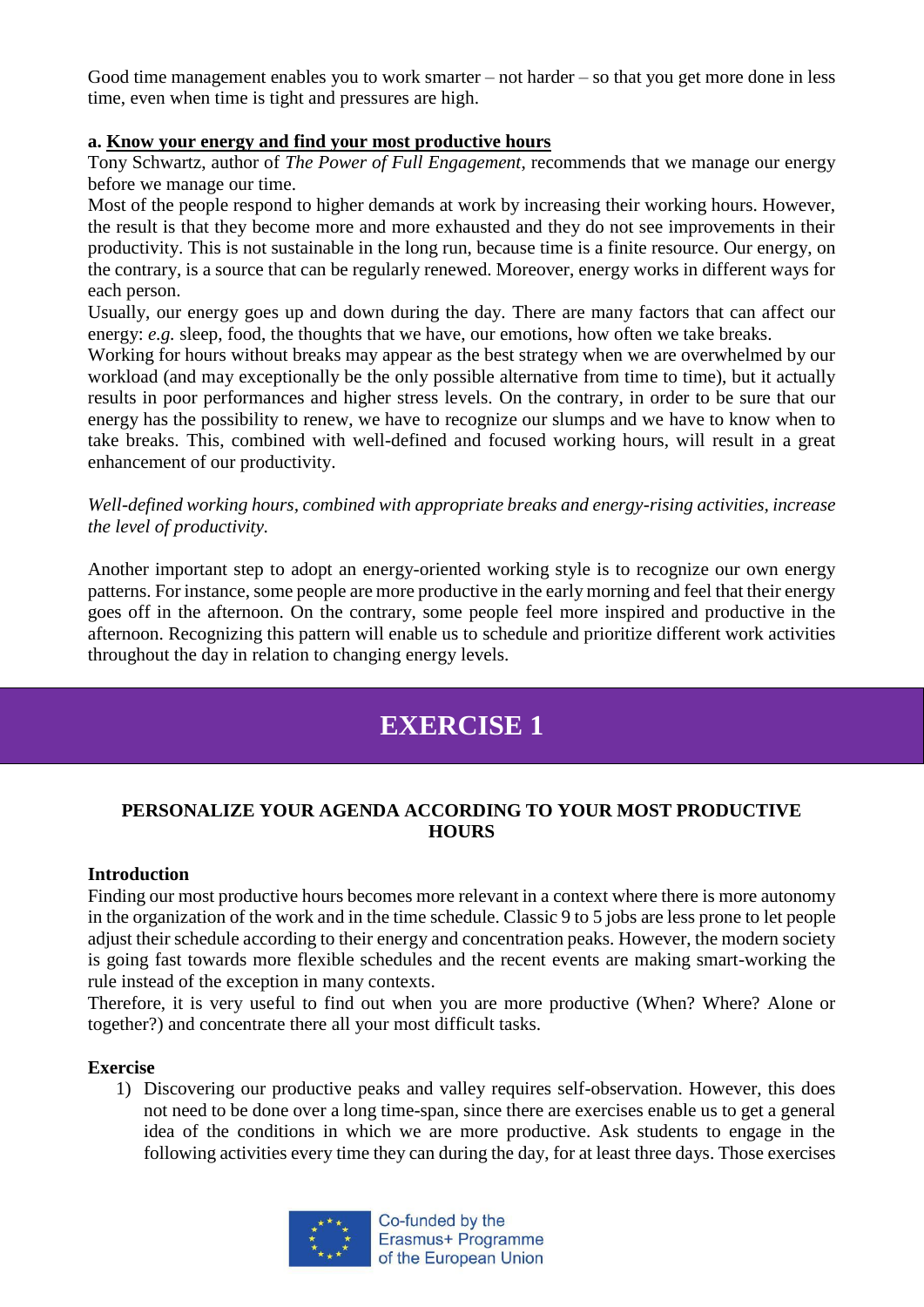Good time management enables you to work smarter – not harder – so that you get more done in less time, even when time is tight and pressures are high.

### a. Know your energy and find your most productive hours

Tony Schwartz, author of *The Power of Full Engagement*, recommends that we manage our energy before we manage our time.

Most of the people respond to higher demands at work by increasing their working hours. However, the result is that they become more and more exhausted and they do not see improvements in their productivity. This is not sustainable in the long run, because time is a finite resource. Our energy, on the contrary, is a source that can be regularly renewed. Moreover, energy works in different ways for each person.

Usually, our energy goes up and down during the day. There are many factors that can affect our energy: *e.g.* sleep, food, the thoughts that we have, our emotions, how often we take breaks.

Working for hours without breaks may appear as the best strategy when we are overwhelmed by our workload (and may exceptionally be the only possible alternative from time to time), but it actually results in poor performances and higher stress levels. On the contrary, in order to be sure that our energy has the possibility to renew, we have to recognize our slumps and we have to know when to take breaks. This, combined with well-defined and focused working hours, will result in a great enhancement of our productivity.

*Well-defined working hours, combined with appropriate breaks and energy-rising activities, increase the level of productivity.*

Another important step to adopt an energy-oriented working style is to recognize our own energy patterns. For instance, some people are more productive in the early morning and feel that their energy goes off in the afternoon. On the contrary, some people feel more inspired and productive in the afternoon. Recognizing this pattern will enable us to schedule and prioritize different work activities throughout the day in relation to changing energy levels.

## EXERCISE 1

### PERSONALIZE YOUR AGENDA ACCORDING TO YOUR MOST PRODUCTIVE HOURS

**Introduction**

Finding our most productive hours becomes more relevant in a context where there is more autonomy in the organization of the work and in the time schedule. Classic 9 to 5 jobs are less prone to let people adjust their schedule according to their energy and concentration peaks. However, the modern society is going fast towards more flexible schedules and the recent events are making smart-working the rule instead of the exception in many contexts.

Therefore, it is very useful to find out when you are more productive (When? Where? Alone or together?) and concentrate there all your most difficult tasks.

**Exercise**

1) Discovering our productive peaks and valley requires self-observation. However, this does not need to be done over a long time-span, since there are exercises enable us to get a general idea of the conditions in which we are more productive. Ask students to engage in the following activities every time they can during the day, for at least three days. Those exercises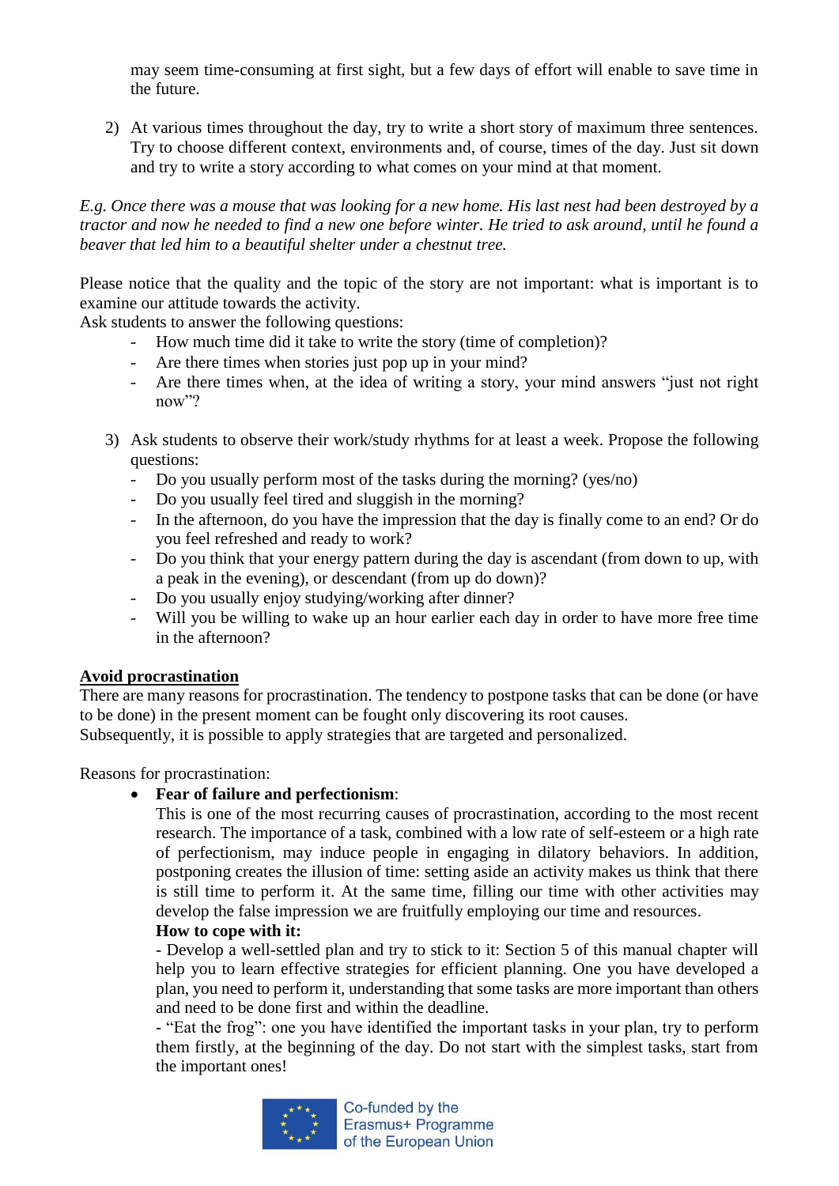may seem time-consuming at first sight, but a few days of effort will enable to save time in the future.

2) At various times throughout the day, try to write a short story of maximum three sentences. Try to choose different context, environments and, of course, times of the day. Just sit down and try to write a story according to what comes on your mind at that moment.

*E.g. Once there was a mouse that was looking for a new home. His last nest had been destroyed by a tractor and now he needed to find a new one before winter. He tried to ask around, until he found a beaver that led him to a beautiful shelter under a chestnut tree.*

Please notice that the quality and the topic of the story are not important: what is important is to examine our attitude towards the activity.
Ask students to answer the following questions:

- How much time did it take to write the story (time of completion)?
- Are there times when stories just pop up in your mind?
- Are there times when, at the idea of writing a story, your mind answers "just not right now"?

3) Ask students to observe their work/study rhythms for at least a week. Propose the following questions:
   - Do you usually perform most of the tasks during the morning? (yes/no)
   - Do you usually feel tired and sluggish in the morning?
   - In the afternoon, do you have the impression that the day is finally come to an end? Or do you feel refreshed and ready to work?
   - Do you think that your energy pattern during the day is ascendant (from down to up, with a peak in the evening), or descendant (from up do down)?
   - Do you usually enjoy studying/working after dinner?
   - Will you be willing to wake up an hour earlier each day in order to have more free time in the afternoon?

<u>**Avoid procrastination**</u>

There are many reasons for procrastination. The tendency to postpone tasks that can be done (or have to be done) in the present moment can be fought only discovering its root causes.
Subsequently, it is possible to apply strategies that are targeted and personalized.

Reasons for procrastination:

- **Fear of failure and perfectionism**:
  This is one of the most recurring causes of procrastination, according to the most recent research. The importance of a task, combined with a low rate of self-esteem or a high rate of perfectionism, may induce people in engaging in dilatory behaviors. In addition, postponing creates the illusion of time: setting aside an activity makes us think that there is still time to perform it. At the same time, filling our time with other activities may develop the false impression we are fruitfully employing our time and resources.
  **How to cope with it:**
  - Develop a well-settled plan and try to stick to it: Section 5 of this manual chapter will help you to learn effective strategies for efficient planning. One you have developed a plan, you need to perform it, understanding that some tasks are more important than others and need to be done first and within the deadline.
  - "Eat the frog": one you have identified the important tasks in your plan, try to perform them firstly, at the beginning of the day. Do not start with the simplest tasks, start from the important ones!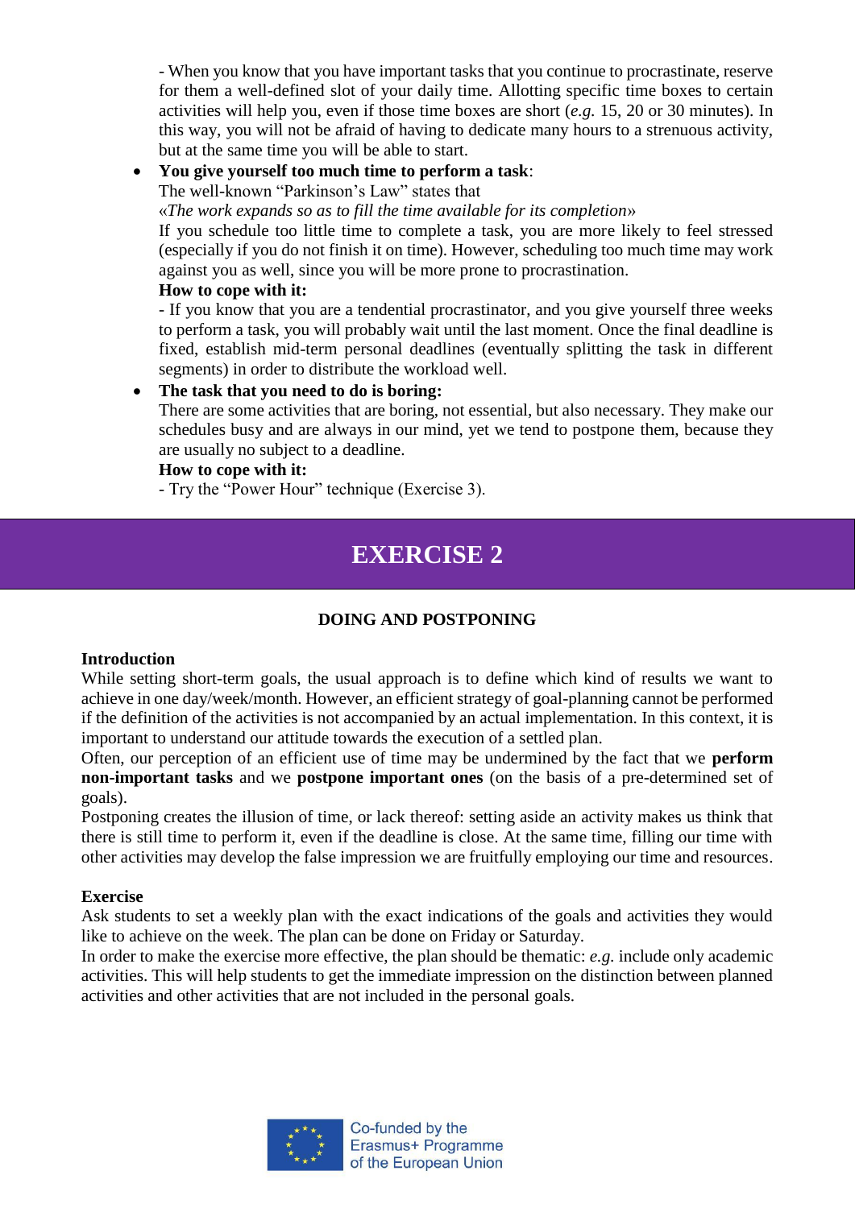- When you know that you have important tasks that you continue to procrastinate, reserve for them a well-defined slot of your daily time. Allotting specific time boxes to certain activities will help you, even if those time boxes are short (*e.g.* 15, 20 or 30 minutes). In this way, you will not be afraid of having to dedicate many hours to a strenuous activity, but at the same time you will be able to start.

- **You give yourself too much time to perform a task**:
  The well-known "Parkinson's Law" states that
  «*The work expands so as to fill the time available for its completion*»
  If you schedule too little time to complete a task, you are more likely to feel stressed (especially if you do not finish it on time). However, scheduling too much time may work against you as well, since you will be more prone to procrastination.
  **How to cope with it:**
  - If you know that you are a tendential procrastinator, and you give yourself three weeks to perform a task, you will probably wait until the last moment. Once the final deadline is fixed, establish mid-term personal deadlines (eventually splitting the task in different segments) in order to distribute the workload well.

- **The task that you need to do is boring:**
  There are some activities that are boring, not essential, but also necessary. They make our schedules busy and are always in our mind, yet we tend to postpone them, because they are usually no subject to a deadline.
  **How to cope with it:**
  - Try the "Power Hour" technique (Exercise 3).

# EXERCISE 2

**DOING AND POSTPONING**

**Introduction**

While setting short-term goals, the usual approach is to define which kind of results we want to achieve in one day/week/month. However, an efficient strategy of goal-planning cannot be performed if the definition of the activities is not accompanied by an actual implementation. In this context, it is important to understand our attitude towards the execution of a settled plan.

Often, our perception of an efficient use of time may be undermined by the fact that we **perform non-important tasks** and we **postpone important ones** (on the basis of a pre-determined set of goals).

Postponing creates the illusion of time, or lack thereof: setting aside an activity makes us think that there is still time to perform it, even if the deadline is close. At the same time, filling our time with other activities may develop the false impression we are fruitfully employing our time and resources.

**Exercise**

Ask students to set a weekly plan with the exact indications of the goals and activities they would like to achieve on the week. The plan can be done on Friday or Saturday.

In order to make the exercise more effective, the plan should be thematic: *e.g.* include only academic activities. This will help students to get the immediate impression on the distinction between planned activities and other activities that are not included in the personal goals.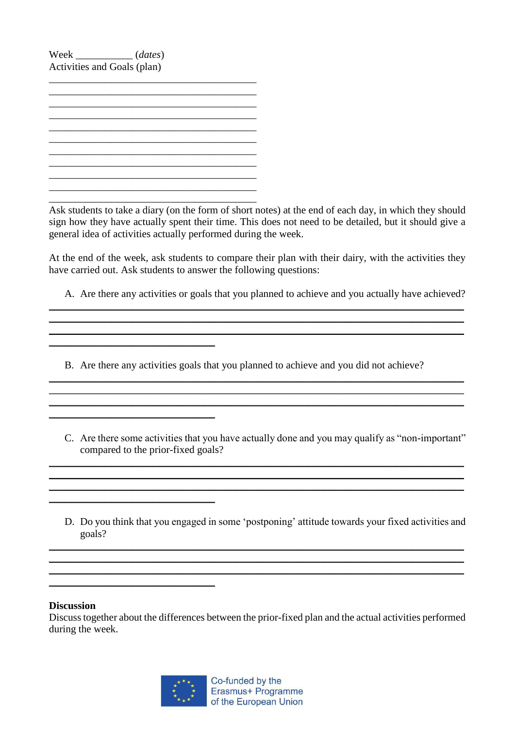Week ___________ (*dates*)
Activities and Goals (plan)

_____________________________________________
_____________________________________________
_____________________________________________
_____________________________________________
_____________________________________________
_____________________________________________
_____________________________________________
_____________________________________________
_____________________________________________
_____________________________________________
_____________________________________________

Ask students to take a diary (on the form of short notes) at the end of each day, in which they should sign how they have actually spent their time. This does not need to be detailed, but it should give a general idea of activities actually performed during the week.

At the end of the week, ask students to compare their plan with their dairy, with the activities they have carried out. Ask students to answer the following questions:

A. Are there any activities or goals that you planned to achieve and you actually have achieved?

_____________________________________________________________________________
_____________________________________________________________________________
_____________________________________________________________________________
________________________________

B. Are there any activities goals that you planned to achieve and you did not achieve?

_____________________________________________________________________________
_____________________________________________________________________________
_____________________________________________________________________________
________________________________

C. Are there some activities that you have actually done and you may qualify as "non-important" compared to the prior-fixed goals?

_____________________________________________________________________________
_____________________________________________________________________________
_____________________________________________________________________________
________________________________

D. Do you think that you engaged in some 'postponing' attitude towards your fixed activities and goals?

_____________________________________________________________________________
_____________________________________________________________________________
_____________________________________________________________________________
________________________________

**Discussion**

Discuss together about the differences between the prior-fixed plan and the actual activities performed during the week.

Co-funded by the Erasmus+ Programme of the European Union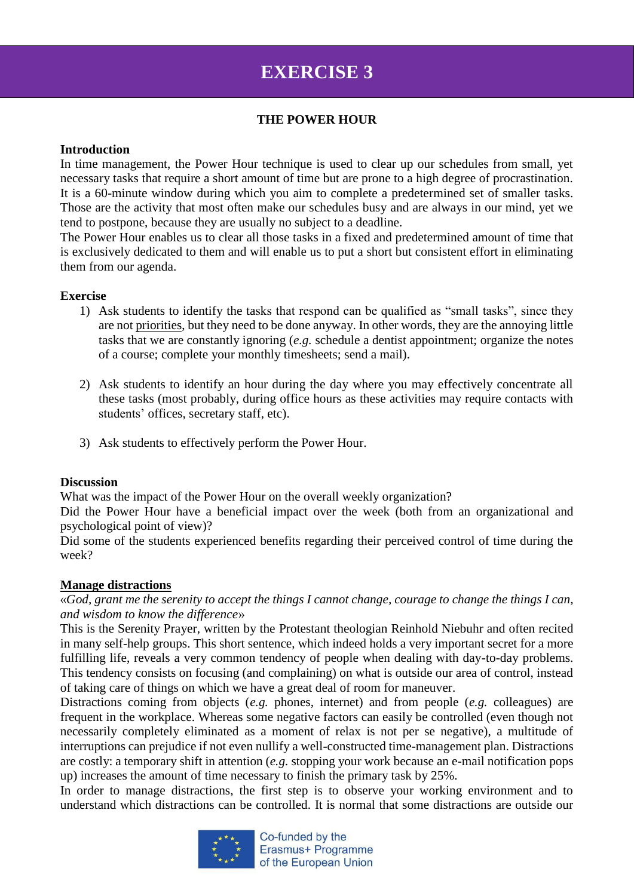# EXERCISE 3

**THE POWER HOUR**

**Introduction**

In time management, the Power Hour technique is used to clear up our schedules from small, yet necessary tasks that require a short amount of time but are prone to a high degree of procrastination. It is a 60-minute window during which you aim to complete a predetermined set of smaller tasks. Those are the activity that most often make our schedules busy and are always in our mind, yet we tend to postpone, because they are usually no subject to a deadline.

The Power Hour enables us to clear all those tasks in a fixed and predetermined amount of time that is exclusively dedicated to them and will enable us to put a short but consistent effort in eliminating them from our agenda.

**Exercise**

1) Ask students to identify the tasks that respond can be qualified as "small tasks", since they are not priorities, but they need to be done anyway. In other words, they are the annoying little tasks that we are constantly ignoring (*e.g.* schedule a dentist appointment; organize the notes of a course; complete your monthly timesheets; send a mail).

2) Ask students to identify an hour during the day where you may effectively concentrate all these tasks (most probably, during office hours as these activities may require contacts with students' offices, secretary staff, etc).

3) Ask students to effectively perform the Power Hour.

**Discussion**

What was the impact of the Power Hour on the overall weekly organization?

Did the Power Hour have a beneficial impact over the week (both from an organizational and psychological point of view)?

Did some of the students experienced benefits regarding their perceived control of time during the week?

**Manage distractions**

«*God, grant me the serenity to accept the things I cannot change, courage to change the things I can, and wisdom to know the difference*»

This is the Serenity Prayer, written by the Protestant theologian Reinhold Niebuhr and often recited in many self-help groups. This short sentence, which indeed holds a very important secret for a more fulfilling life, reveals a very common tendency of people when dealing with day-to-day problems. This tendency consists on focusing (and complaining) on what is outside our area of control, instead of taking care of things on which we have a great deal of room for maneuver.

Distractions coming from objects (*e.g.* phones, internet) and from people (*e.g.* colleagues) are frequent in the workplace. Whereas some negative factors can easily be controlled (even though not necessarily completely eliminated as a moment of relax is not per se negative), a multitude of interruptions can prejudice if not even nullify a well-constructed time-management plan. Distractions are costly: a temporary shift in attention (*e.g.* stopping your work because an e-mail notification pops up) increases the amount of time necessary to finish the primary task by 25%.

In order to manage distractions, the first step is to observe your working environment and to understand which distractions can be controlled. It is normal that some distractions are outside our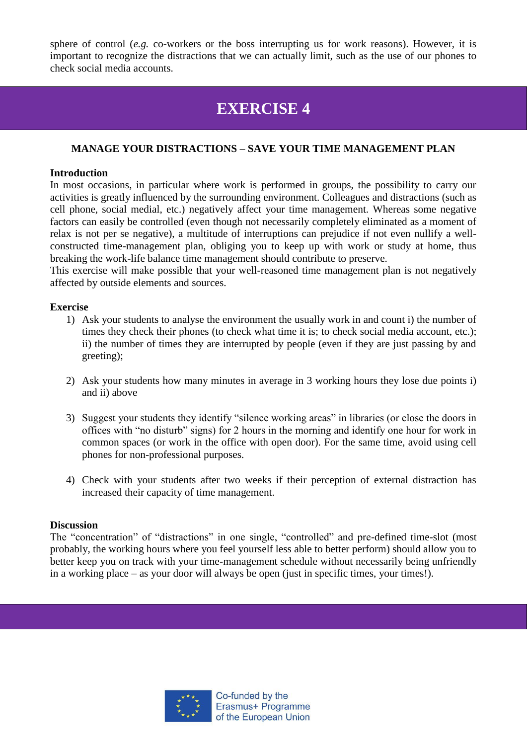sphere of control (*e.g.* co-workers or the boss interrupting us for work reasons). However, it is important to recognize the distractions that we can actually limit, such as the use of our phones to check social media accounts.

# EXERCISE 4

### MANAGE YOUR DISTRACTIONS – SAVE YOUR TIME MANAGEMENT PLAN

**Introduction**

In most occasions, in particular where work is performed in groups, the possibility to carry our activities is greatly influenced by the surrounding environment. Colleagues and distractions (such as cell phone, social medial, etc.) negatively affect your time management. Whereas some negative factors can easily be controlled (even though not necessarily completely eliminated as a moment of relax is not per se negative), a multitude of interruptions can prejudice if not even nullify a well-constructed time-management plan, obliging you to keep up with work or study at home, thus breaking the work-life balance time management should contribute to preserve.

This exercise will make possible that your well-reasoned time management plan is not negatively affected by outside elements and sources.

**Exercise**

1) Ask your students to analyse the environment the usually work in and count i) the number of times they check their phones (to check what time it is; to check social media account, etc.); ii) the number of times they are interrupted by people (even if they are just passing by and greeting);

2) Ask your students how many minutes in average in 3 working hours they lose due points i) and ii) above

3) Suggest your students they identify "silence working areas" in libraries (or close the doors in offices with "no disturb" signs) for 2 hours in the morning and identify one hour for work in common spaces (or work in the office with open door). For the same time, avoid using cell phones for non-professional purposes.

4) Check with your students after two weeks if their perception of external distraction has increased their capacity of time management.

**Discussion**

The "concentration" of "distractions" in one single, "controlled" and pre-defined time-slot (most probably, the working hours where you feel yourself less able to better perform) should allow you to better keep you on track with your time-management schedule without necessarily being unfriendly in a working place – as your door will always be open (just in specific times, your times!).

Co-funded by the Erasmus+ Programme of the European Union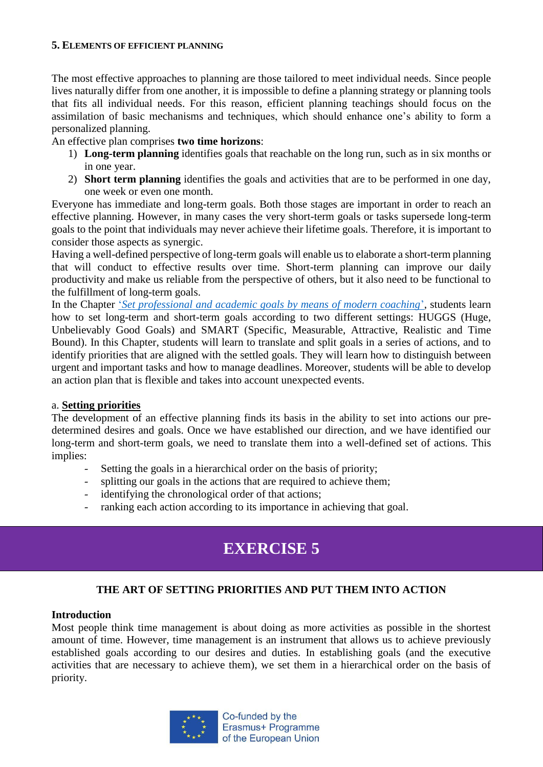## 5. Elements of efficient planning

The most effective approaches to planning are those tailored to meet individual needs. Since people lives naturally differ from one another, it is impossible to define a planning strategy or planning tools that fits all individual needs. For this reason, efficient planning teachings should focus on the assimilation of basic mechanisms and techniques, which should enhance one's ability to form a personalized planning.

An effective plan comprises **two time horizons**:

1) **Long-term planning** identifies goals that reachable on the long run, such as in six months or in one year.
2) **Short term planning** identifies the goals and activities that are to be performed in one day, one week or even one month.

Everyone has immediate and long-term goals. Both those stages are important in order to reach an effective planning. However, in many cases the very short-term goals or tasks supersede long-term goals to the point that individuals may never achieve their lifetime goals. Therefore, it is important to consider those aspects as synergic.

Having a well-defined perspective of long-term goals will enable us to elaborate a short-term planning that will conduct to effective results over time. Short-term planning can improve our daily productivity and make us reliable from the perspective of others, but it also need to be functional to the fulfillment of long-term goals.

In the Chapter *'Set professional and academic goals by means of modern coaching'*, students learn how to set long-term and short-term goals according to two different settings: HUGGS (Huge, Unbelievably Good Goals) and SMART (Specific, Measurable, Attractive, Realistic and Time Bound). In this Chapter, students will learn to translate and split goals in a series of actions, and to identify priorities that are aligned with the settled goals. They will learn how to distinguish between urgent and important tasks and how to manage deadlines. Moreover, students will be able to develop an action plan that is flexible and takes into account unexpected events.

### a. Setting priorities

The development of an effective planning finds its basis in the ability to set into actions our pre-determined desires and goals. Once we have established our direction, and we have identified our long-term and short-term goals, we need to translate them into a well-defined set of actions. This implies:

- Setting the goals in a hierarchical order on the basis of priority;
- splitting our goals in the actions that are required to achieve them;
- identifying the chronological order of that actions;
- ranking each action according to its importance in achieving that goal.

# EXERCISE 5

### THE ART OF SETTING PRIORITIES AND PUT THEM INTO ACTION

**Introduction**

Most people think time management is about doing as more activities as possible in the shortest amount of time. However, time management is an instrument that allows us to achieve previously established goals according to our desires and duties. In establishing goals (and the executive activities that are necessary to achieve them), we set them in a hierarchical order on the basis of priority.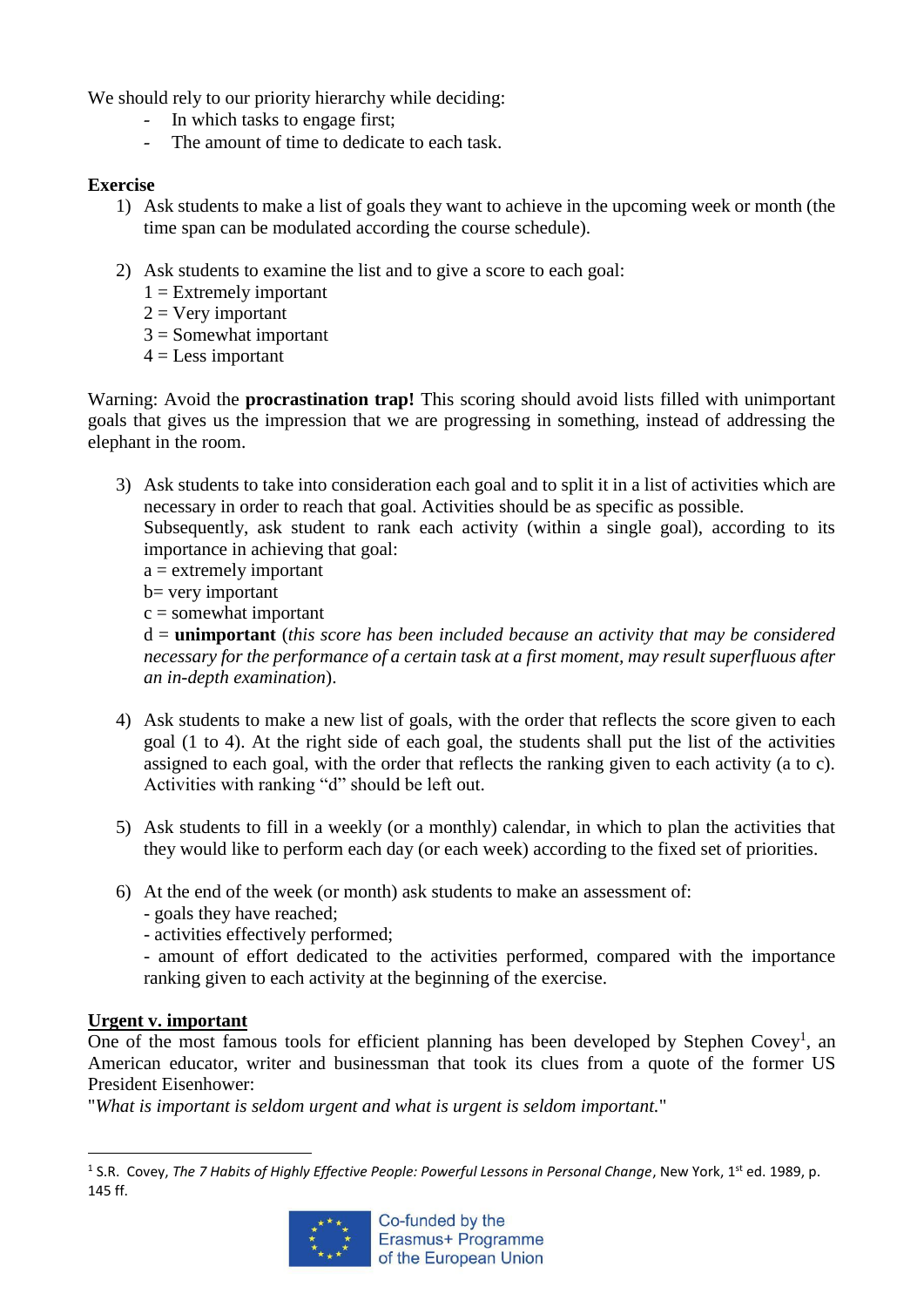We should rely to our priority hierarchy while deciding:

- In which tasks to engage first;
- The amount of time to dedicate to each task.

**Exercise**

1) Ask students to make a list of goals they want to achieve in the upcoming week or month (the time span can be modulated according the course schedule).

2) Ask students to examine the list and to give a score to each goal:
   1 = Extremely important
   2 = Very important
   3 = Somewhat important
   4 = Less important

Warning: Avoid the **procrastination trap!** This scoring should avoid lists filled with unimportant goals that gives us the impression that we are progressing in something, instead of addressing the elephant in the room.

3) Ask students to take into consideration each goal and to split it in a list of activities which are necessary in order to reach that goal. Activities should be as specific as possible.
   Subsequently, ask student to rank each activity (within a single goal), according to its importance in achieving that goal:
   a = extremely important
   b= very important
   c = somewhat important
   d = **unimportant** (*this score has been included because an activity that may be considered necessary for the performance of a certain task at a first moment, may result superfluous after an in-depth examination*).

4) Ask students to make a new list of goals, with the order that reflects the score given to each goal (1 to 4). At the right side of each goal, the students shall put the list of the activities assigned to each goal, with the order that reflects the ranking given to each activity (a to c). Activities with ranking "d" should be left out.

5) Ask students to fill in a weekly (or a monthly) calendar, in which to plan the activities that they would like to perform each day (or each week) according to the fixed set of priorities.

6) At the end of the week (or month) ask students to make an assessment of:
   - goals they have reached;
   - activities effectively performed;
   - amount of effort dedicated to the activities performed, compared with the importance ranking given to each activity at the beginning of the exercise.

## Urgent v. important

One of the most famous tools for efficient planning has been developed by Stephen Covey[1], an American educator, writer and businessman that took its clues from a quote of the former US President Eisenhower:

"*What is important is seldom urgent and what is urgent is seldom important.*"

---

[1] S.R. Covey, *The 7 Habits of Highly Effective People: Powerful Lessons in Personal Change*, New York, 1st ed. 1989, p. 145 ff.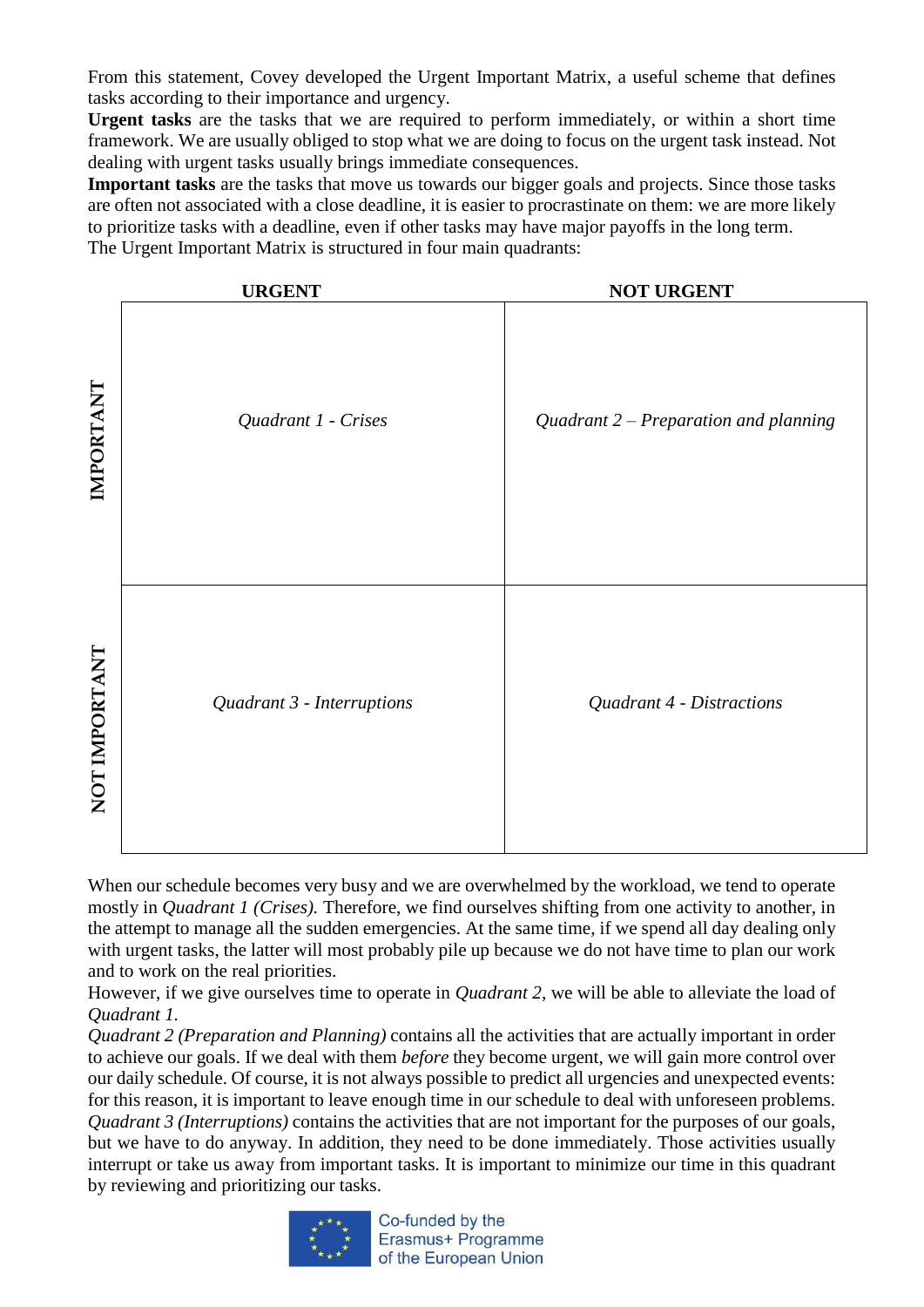From this statement, Covey developed the Urgent Important Matrix, a useful scheme that defines tasks according to their importance and urgency.

**Urgent tasks** are the tasks that we are required to perform immediately, or within a short time framework. We are usually obliged to stop what we are doing to focus on the urgent task instead. Not dealing with urgent tasks usually brings immediate consequences.

**Important tasks** are the tasks that move us towards our bigger goals and projects. Since those tasks are often not associated with a close deadline, it is easier to procrastinate on them: we are more likely to prioritize tasks with a deadline, even if other tasks may have major payoffs in the long term.

The Urgent Important Matrix is structured in four main quadrants:

| | **URGENT** | **NOT URGENT** |
|---|---|---|
| **IMPORTANT** | *Quadrant 1 - Crises* | *Quadrant 2 – Preparation and planning* |
| **NOT IMPORTANT** | *Quadrant 3 - Interruptions* | *Quadrant 4 - Distractions* |

When our schedule becomes very busy and we are overwhelmed by the workload, we tend to operate mostly in *Quadrant 1 (Crises).* Therefore, we find ourselves shifting from one activity to another, in the attempt to manage all the sudden emergencies. At the same time, if we spend all day dealing only with urgent tasks, the latter will most probably pile up because we do not have time to plan our work and to work on the real priorities.

However, if we give ourselves time to operate in *Quadrant 2*, we will be able to alleviate the load of *Quadrant 1.*

*Quadrant 2 (Preparation and Planning)* contains all the activities that are actually important in order to achieve our goals. If we deal with them *before* they become urgent, we will gain more control over our daily schedule. Of course, it is not always possible to predict all urgencies and unexpected events: for this reason, it is important to leave enough time in our schedule to deal with unforeseen problems.

*Quadrant 3 (Interruptions)* contains the activities that are not important for the purposes of our goals, but we have to do anyway. In addition, they need to be done immediately. Those activities usually interrupt or take us away from important tasks. It is important to minimize our time in this quadrant by reviewing and prioritizing our tasks.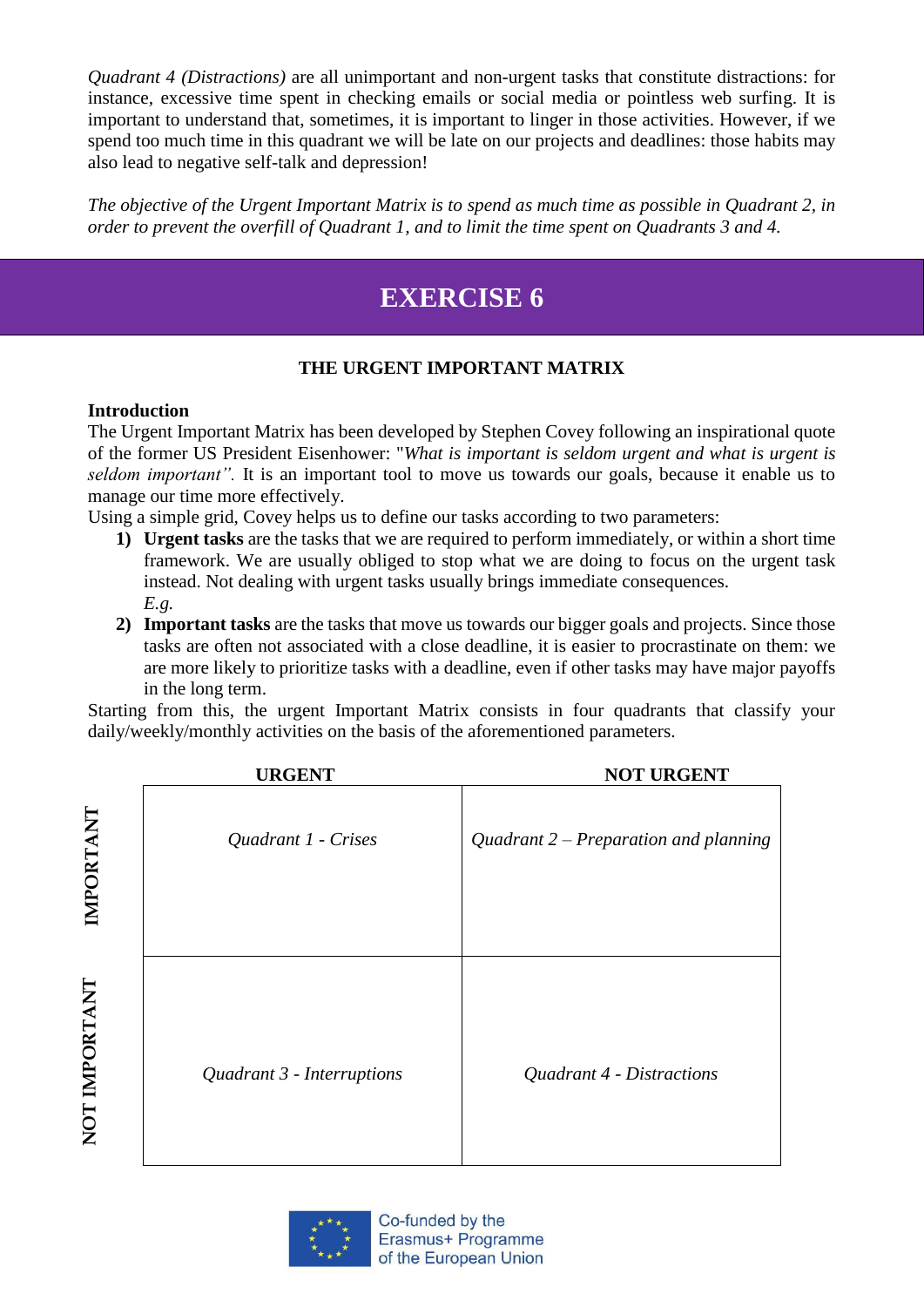*Quadrant 4 (Distractions)* are all unimportant and non-urgent tasks that constitute distractions: for instance, excessive time spent in checking emails or social media or pointless web surfing. It is important to understand that, sometimes, it is important to linger in those activities. However, if we spend too much time in this quadrant we will be late on our projects and deadlines: those habits may also lead to negative self-talk and depression!

*The objective of the Urgent Important Matrix is to spend as much time as possible in Quadrant 2, in order to prevent the overfill of Quadrant 1, and to limit the time spent on Quadrants 3 and 4.*

# EXERCISE 6

## THE URGENT IMPORTANT MATRIX

**Introduction**

The Urgent Important Matrix has been developed by Stephen Covey following an inspirational quote of the former US President Eisenhower: "*What is important is seldom urgent and what is urgent is seldom important".* It is an important tool to move us towards our goals, because it enable us to manage our time more effectively.

Using a simple grid, Covey helps us to define our tasks according to two parameters:

1) **Urgent tasks** are the tasks that we are required to perform immediately, or within a short time framework. We are usually obliged to stop what we are doing to focus on the urgent task instead. Not dealing with urgent tasks usually brings immediate consequences.
   *E.g.*
2) **Important tasks** are the tasks that move us towards our bigger goals and projects. Since those tasks are often not associated with a close deadline, it is easier to procrastinate on them: we are more likely to prioritize tasks with a deadline, even if other tasks may have major payoffs in the long term.

Starting from this, the urgent Important Matrix consists in four quadrants that classify your daily/weekly/monthly activities on the basis of the aforementioned parameters.

| | **URGENT** | **NOT URGENT** |
|---|---|---|
| **IMPORTANT** | *Quadrant 1 - Crises* | *Quadrant 2 – Preparation and planning* |
| **NOT IMPORTANT** | *Quadrant 3 - Interruptions* | *Quadrant 4 - Distractions* |

Co-funded by the Erasmus+ Programme of the European Union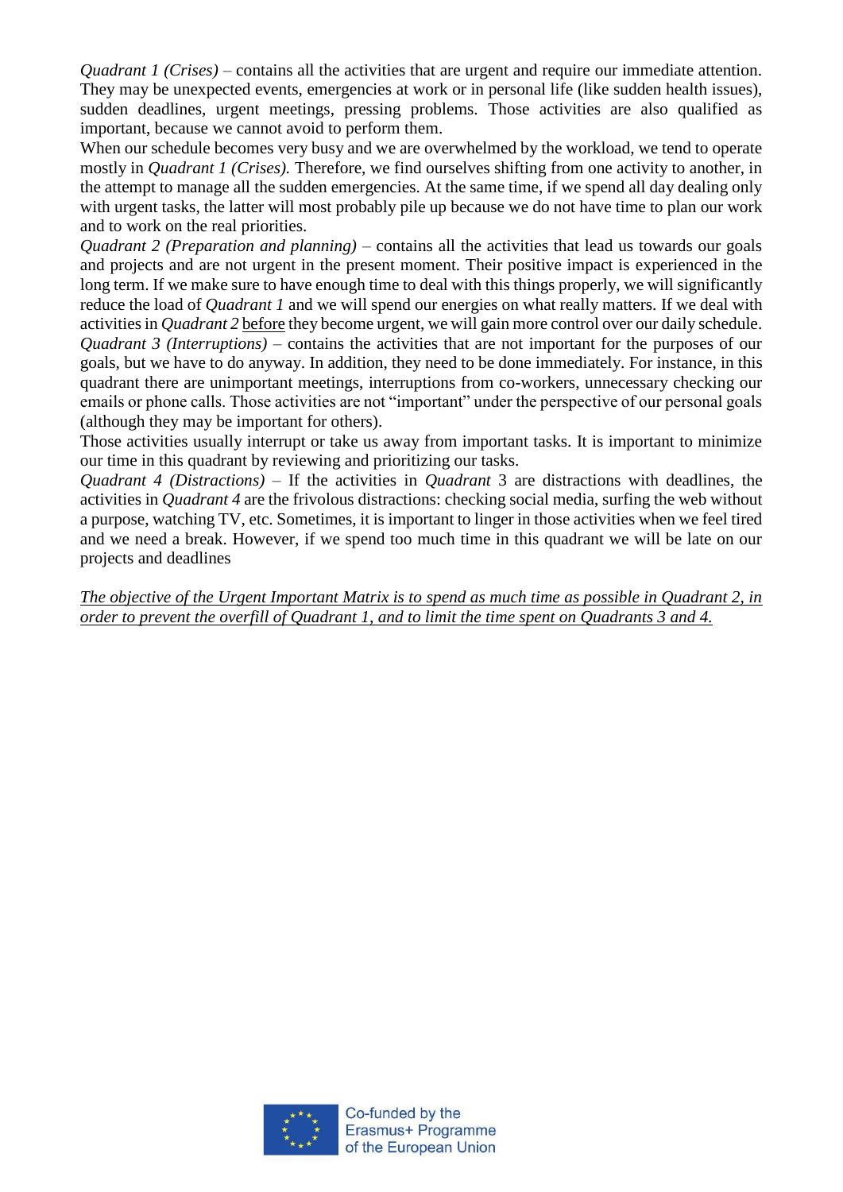*Quadrant 1 (Crises)* – contains all the activities that are urgent and require our immediate attention. They may be unexpected events, emergencies at work or in personal life (like sudden health issues), sudden deadlines, urgent meetings, pressing problems. Those activities are also qualified as important, because we cannot avoid to perform them.

When our schedule becomes very busy and we are overwhelmed by the workload, we tend to operate mostly in *Quadrant 1 (Crises).* Therefore, we find ourselves shifting from one activity to another, in the attempt to manage all the sudden emergencies. At the same time, if we spend all day dealing only with urgent tasks, the latter will most probably pile up because we do not have time to plan our work and to work on the real priorities.

*Quadrant 2 (Preparation and planning)* – contains all the activities that lead us towards our goals and projects and are not urgent in the present moment. Their positive impact is experienced in the long term. If we make sure to have enough time to deal with this things properly, we will significantly reduce the load of *Quadrant 1* and we will spend our energies on what really matters. If we deal with activities in *Quadrant 2* <u>before</u> they become urgent, we will gain more control over our daily schedule.

*Quadrant 3 (Interruptions)* – contains the activities that are not important for the purposes of our goals, but we have to do anyway. In addition, they need to be done immediately. For instance, in this quadrant there are unimportant meetings, interruptions from co-workers, unnecessary checking our emails or phone calls. Those activities are not "important" under the perspective of our personal goals (although they may be important for others).

Those activities usually interrupt or take us away from important tasks. It is important to minimize our time in this quadrant by reviewing and prioritizing our tasks.

*Quadrant 4 (Distractions)* – If the activities in *Quadrant* 3 are distractions with deadlines, the activities in *Quadrant 4* are the frivolous distractions: checking social media, surfing the web without a purpose, watching TV, etc. Sometimes, it is important to linger in those activities when we feel tired and we need a break. However, if we spend too much time in this quadrant we will be late on our projects and deadlines

<u>*The objective of the Urgent Important Matrix is to spend as much time as possible in Quadrant 2, in order to prevent the overfill of Quadrant 1, and to limit the time spent on Quadrants 3 and 4.*</u>

Co-funded by the Erasmus+ Programme of the European Union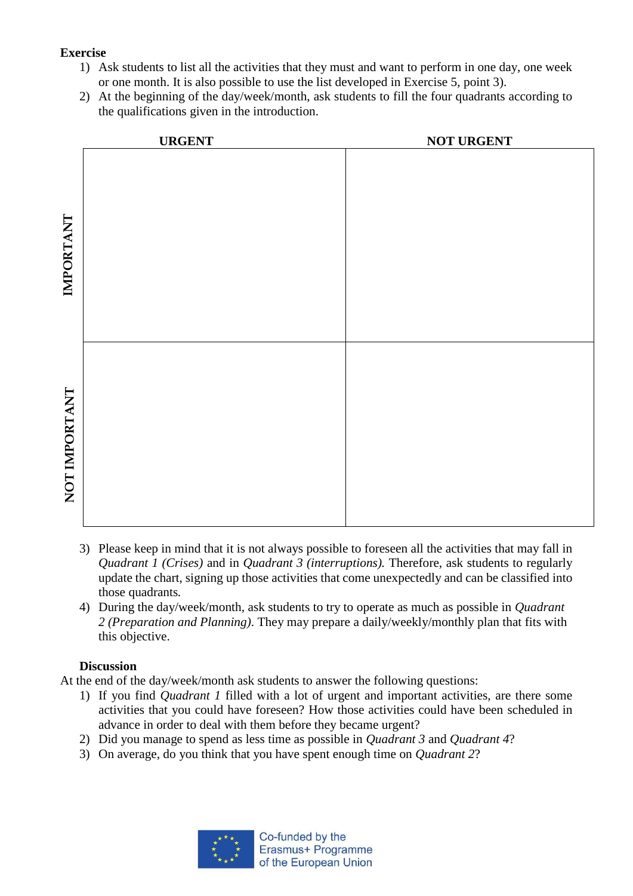**Exercise**

1) Ask students to list all the activities that they must and want to perform in one day, one week or one month. It is also possible to use the list developed in Exercise 5, point 3).
2) At the beginning of the day/week/month, ask students to fill the four quadrants according to the qualifications given in the introduction.

| | URGENT | NOT URGENT |
|---|---|---|
| IMPORTANT | | |
| NOT IMPORTANT | | |

3) Please keep in mind that it is not always possible to foreseen all the activities that may fall in *Quadrant 1 (Crises)* and in *Quadrant 3 (interruptions).* Therefore, ask students to regularly update the chart, signing up those activities that come unexpectedly and can be classified into those quadrants*.*
4) During the day/week/month, ask students to try to operate as much as possible in *Quadrant 2 (Preparation and Planning)*. They may prepare a daily/weekly/monthly plan that fits with this objective.

**Discussion**

At the end of the day/week/month ask students to answer the following questions:

1) If you find *Quadrant 1* filled with a lot of urgent and important activities, are there some activities that you could have foreseen? How those activities could have been scheduled in advance in order to deal with them before they became urgent?
2) Did you manage to spend as less time as possible in *Quadrant 3* and *Quadrant 4*?
3) On average, do you think that you have spent enough time on *Quadrant 2*?

Co-funded by the Erasmus+ Programme of the European Union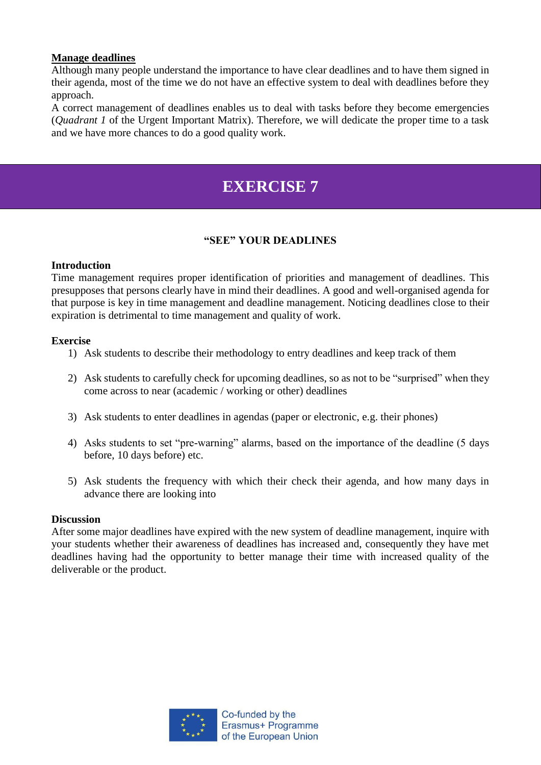**Manage deadlines**

Although many people understand the importance to have clear deadlines and to have them signed in their agenda, most of the time we do not have an effective system to deal with deadlines before they approach.

A correct management of deadlines enables us to deal with tasks before they become emergencies (*Quadrant 1* of the Urgent Important Matrix). Therefore, we will dedicate the proper time to a task and we have more chances to do a good quality work.

# EXERCISE 7

### "SEE" YOUR DEADLINES

**Introduction**

Time management requires proper identification of priorities and management of deadlines. This presupposes that persons clearly have in mind their deadlines. A good and well-organised agenda for that purpose is key in time management and deadline management. Noticing deadlines close to their expiration is detrimental to time management and quality of work.

**Exercise**

1) Ask students to describe their methodology to entry deadlines and keep track of them
2) Ask students to carefully check for upcoming deadlines, so as not to be "surprised" when they come across to near (academic / working or other) deadlines
3) Ask students to enter deadlines in agendas (paper or electronic, e.g. their phones)
4) Asks students to set "pre-warning" alarms, based on the importance of the deadline (5 days before, 10 days before) etc.
5) Ask students the frequency with which their check their agenda, and how many days in advance there are looking into

**Discussion**

After some major deadlines have expired with the new system of deadline management, inquire with your students whether their awareness of deadlines has increased and, consequently they have met deadlines having had the opportunity to better manage their time with increased quality of the deliverable or the product.

Co-funded by the Erasmus+ Programme of the European Union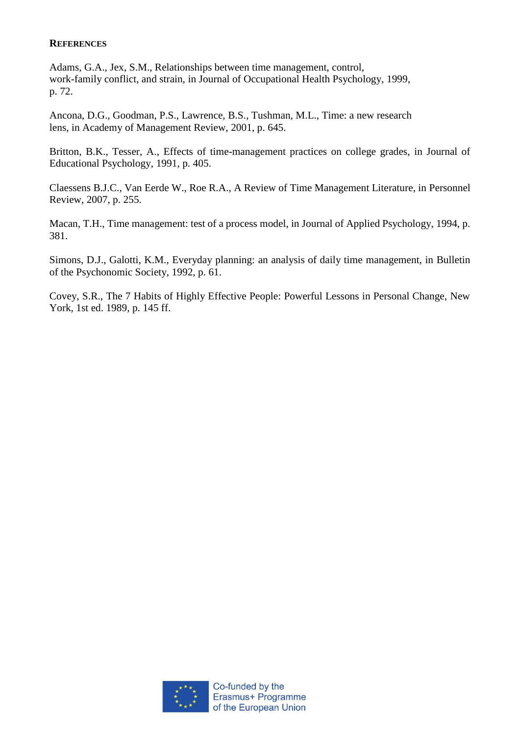**REFERENCES**

Adams, G.A., Jex, S.M., Relationships between time management, control, work-family conflict, and strain, in Journal of Occupational Health Psychology, 1999, p. 72.

Ancona, D.G., Goodman, P.S., Lawrence, B.S., Tushman, M.L., Time: a new research lens, in Academy of Management Review, 2001, p. 645.

Britton, B.K., Tesser, A., Effects of time-management practices on college grades, in Journal of Educational Psychology, 1991, p. 405.

Claessens B.J.C., Van Eerde W., Roe R.A., A Review of Time Management Literature, in Personnel Review, 2007, p. 255.

Macan, T.H., Time management: test of a process model, in Journal of Applied Psychology, 1994, p. 381.

Simons, D.J., Galotti, K.M., Everyday planning: an analysis of daily time management, in Bulletin of the Psychonomic Society, 1992, p. 61.

Covey, S.R., The 7 Habits of Highly Effective People: Powerful Lessons in Personal Change, New York, 1st ed. 1989, p. 145 ff.

Co-funded by the Erasmus+ Programme of the European Union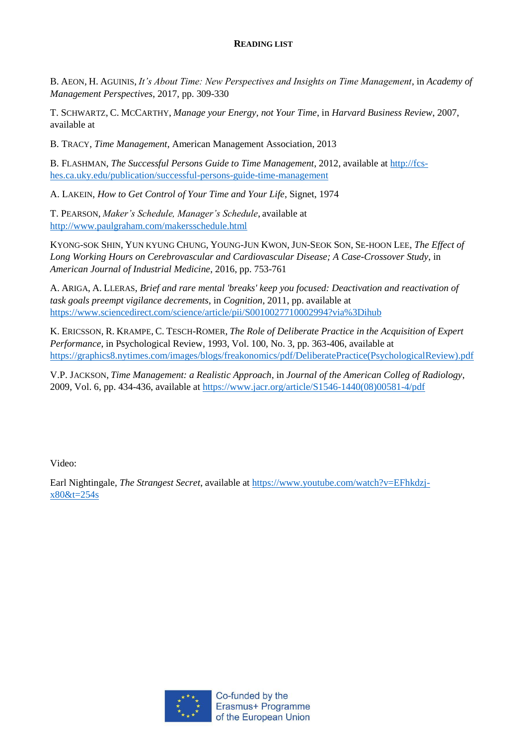**READING LIST**

B. AEON, H. AGUINIS, *It's About Time: New Perspectives and Insights on Time Management*, in *Academy of Management Perspectives*, 2017, pp. 309-330

T. SCHWARTZ, C. MCCARTHY, *Manage your Energy, not Your Time*, in *Harvard Business Review*, 2007, available at

B. TRACY, *Time Management*, American Management Association, 2013

B. FLASHMAN, *The Successful Persons Guide to Time Management*, 2012, available at http://fcs-hes.ca.uky.edu/publication/successful-persons-guide-time-management

A. LAKEIN, *How to Get Control of Your Time and Your Life*, Signet, 1974

T. PEARSON, *Maker's Schedule, Manager's Schedule*, available at http://www.paulgraham.com/makersschedule.html

KYONG-SOK SHIN, YUN KYUNG CHUNG, YOUNG-JUN KWON, JUN-SEOK SON, SE-HOON LEE, *The Effect of Long Working Hours on Cerebrovascular and Cardiovascular Disease; A Case-Crossover Study*, in *American Journal of Industrial Medicine*, 2016, pp. 753-761

A. ARIGA, A. LLERAS, *Brief and rare mental 'breaks' keep you focused: Deactivation and reactivation of task goals preempt vigilance decrements*, in *Cognition*, 2011, pp. available at https://www.sciencedirect.com/science/article/pii/S0010027710002994?via%3Dihub

K. ERICSSON, R. KRAMPE, C. TESCH-ROMER, *The Role of Deliberate Practice in the Acquisition of Expert Performance*, in Psychological Review, 1993, Vol. 100, No. 3, pp. 363-406, available at https://graphics8.nytimes.com/images/blogs/freakonomics/pdf/DeliberatePractice(PsychologicalReview).pdf

V.P. JACKSON, *Time Management: a Realistic Approach*, in *Journal of the American Colleg of Radiology*, 2009, Vol. 6, pp. 434-436, available at https://www.jacr.org/article/S1546-1440(08)00581-4/pdf

Video:

Earl Nightingale, *The Strangest Secret*, available at https://www.youtube.com/watch?v=EFhkdzj-x80&t=254s

Co-funded by the Erasmus+ Programme of the European Union